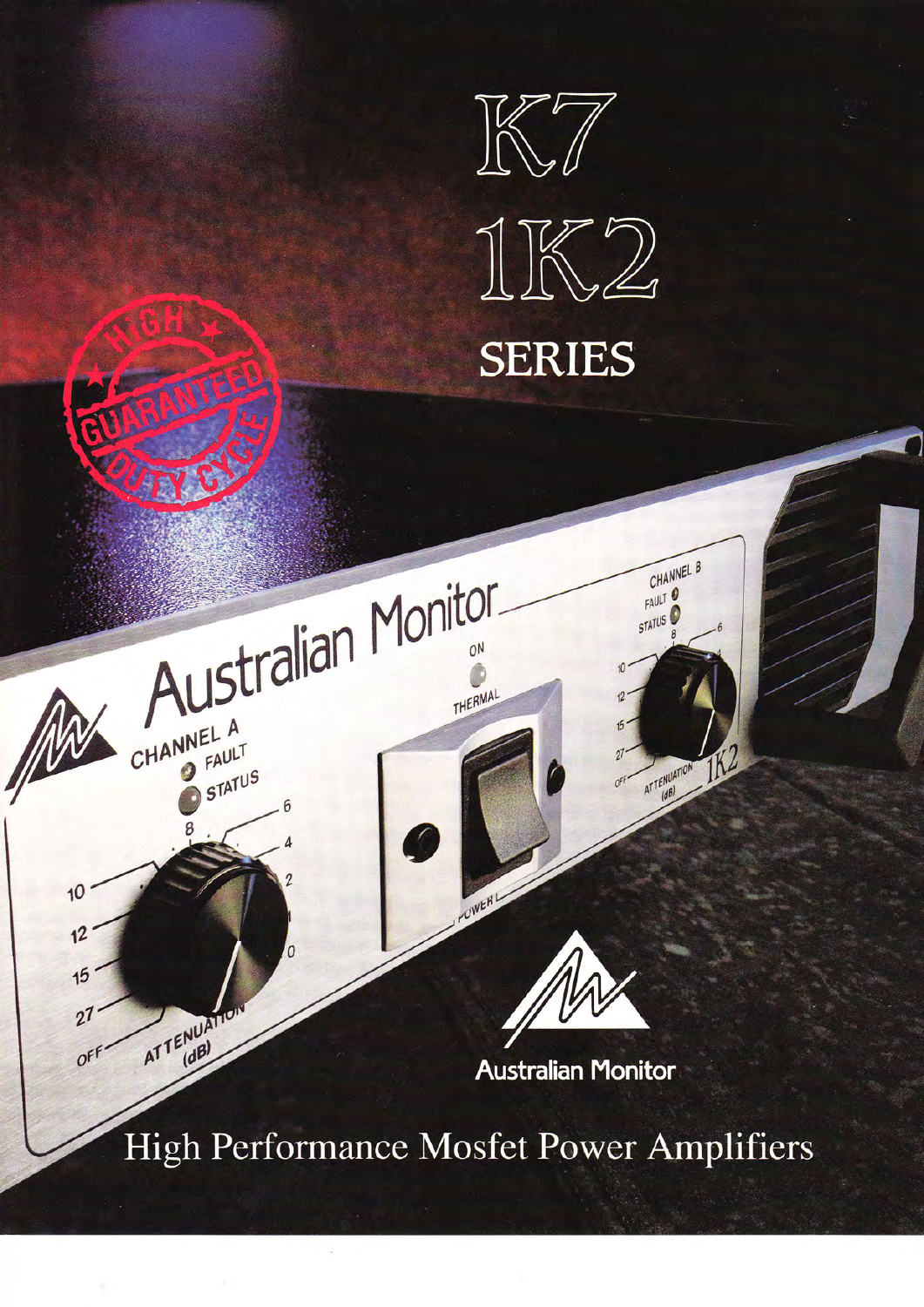# K7
# 1K2
## SERIES

HIGH GUARANTEED DUTY CYCLE

Australian Monitor

## High Performance Mosfet Power Amplifiers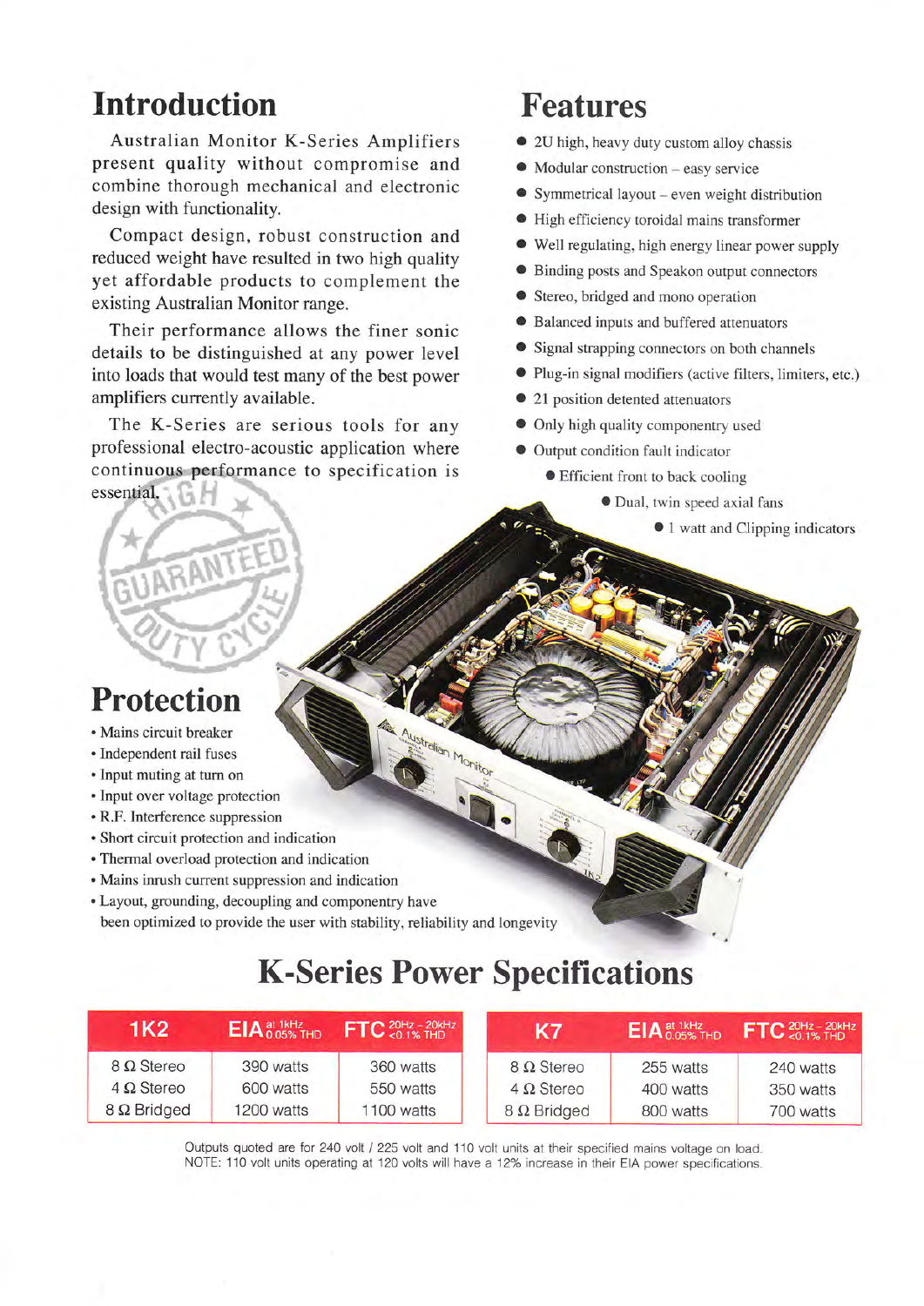# Introduction

Australian Monitor K-Series Amplifiers present quality without compromise and combine thorough mechanical and electronic design with functionality.

Compact design, robust construction and reduced weight have resulted in two high quality yet affordable products to complement the existing Australian Monitor range.

Their performance allows the finer sonic details to be distinguished at any power level into loads that would test many of the best power amplifiers currently available.

The K-Series are serious tools for any professional electro-acoustic application where continuous performance to specification is essential.

# Features

- 2U high, heavy duty custom alloy chassis
- Modular construction – easy service
- Symmetrical layout – even weight distribution
- High efficiency toroidal mains transformer
- Well regulating, high energy linear power supply
- Binding posts and Speakon output connectors
- Stereo, bridged and mono operation
- Balanced inputs and buffered attenuators
- Signal strapping connectors on both channels
- Plug-in signal modifiers (active filters, limiters, etc.)
- 21 position detented attenuators
- Only high quality componentry used
- Output condition fault indicator
- Efficient front to back cooling
- Dual, twin speed axial fans
- 1 watt and Clipping indicators

# Protection

- Mains circuit breaker
- Independent rail fuses
- Input muting at turn on
- Input over voltage protection
- R.F. Interference suppression
- Short circuit protection and indication
- Thermal overload protection and indication
- Mains inrush current suppression and indication
- Layout, grounding, decoupling and componentry have been optimized to provide the user with stability, reliability and longevity

# K-Series Power Specifications

| 1K2 | EIA at 1kHz 0.05% THD | FTC 20Hz - 20kHz <0.1% THD |
|---|---|---|
| 8 Ω Stereo | 390 watts | 360 watts |
| 4 Ω Stereo | 600 watts | 550 watts |
| 8 Ω Bridged | 1200 watts | 1100 watts |

| K7 | EIA at 1kHz 0.05% THD | FTC 20Hz - 20kHz <0.1% THD |
|---|---|---|
| 8 Ω Stereo | 255 watts | 240 watts |
| 4 Ω Stereo | 400 watts | 350 watts |
| 8 Ω Bridged | 800 watts | 700 watts |

Outputs quoted are for 240 volt / 225 volt and 110 volt units at their specified mains voltage on load.
NOTE: 110 volt units operating at 120 volts will have a 12% increase in their EIA power specifications.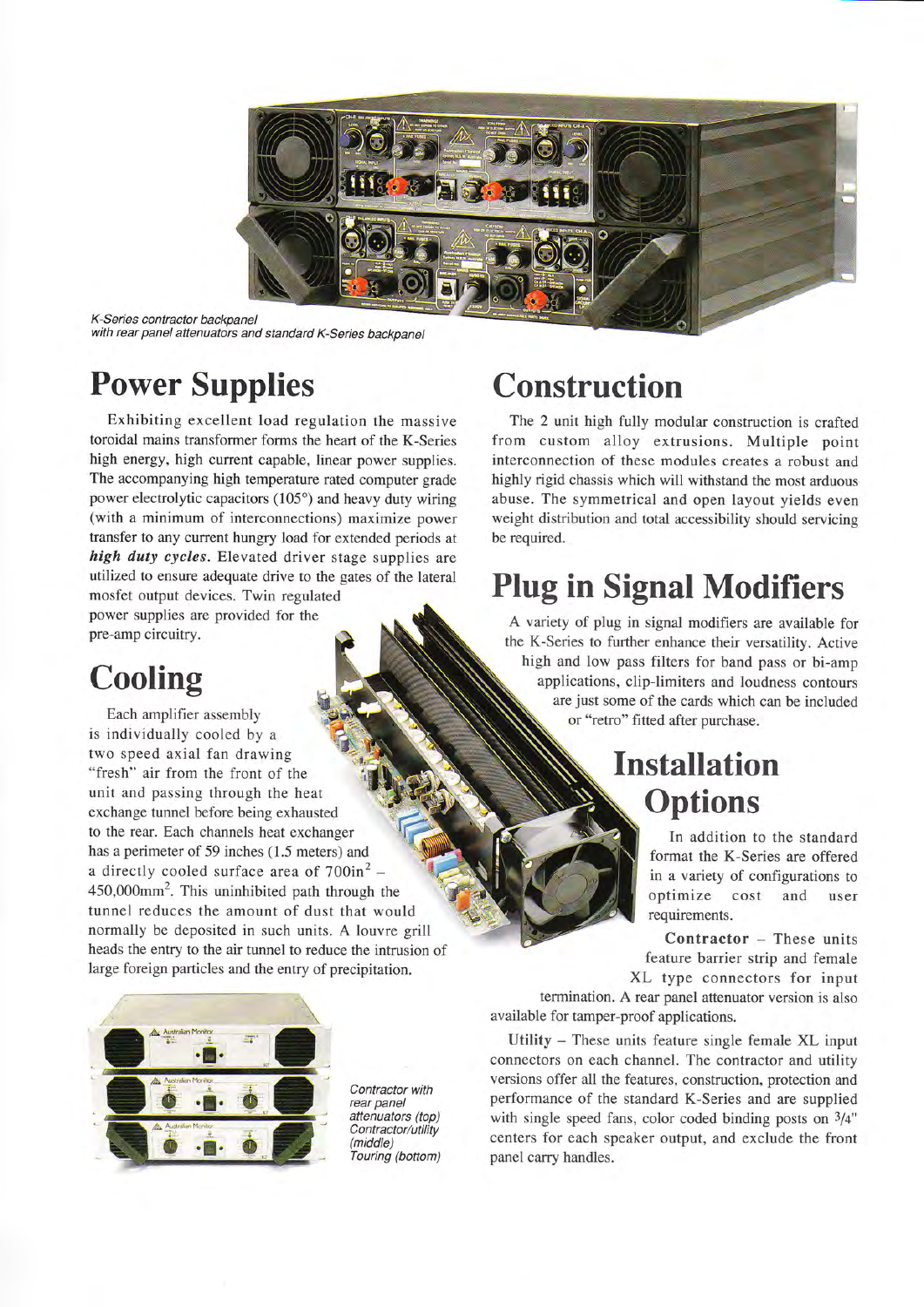*K-Series contractor backpanel with rear panel attenuators and standard K-Series backpanel*

## Power Supplies

Exhibiting excellent load regulation the massive toroidal mains transformer forms the heart of the K-Series high energy, high current capable, linear power supplies. The accompanying high temperature rated computer grade power electrolytic capacitors (105°) and heavy duty wiring (with a minimum of interconnections) maximize power transfer to any current hungry load for extended periods at ***high duty cycles.*** Elevated driver stage supplies are utilized to ensure adequate drive to the gates of the lateral mosfet output devices. Twin regulated power supplies are provided for the pre-amp circuitry.

## Cooling

Each amplifier assembly is individually cooled by a two speed axial fan drawing "fresh" air from the front of the unit and passing through the heat exchange tunnel before being exhausted to the rear. Each channels heat exchanger has a perimeter of 59 inches (1.5 meters) and a directly cooled surface area of $700\text{in}^2$ – $450{,}000\text{mm}^2$. This uninhibited path through the tunnel reduces the amount of dust that would normally be deposited in such units. A louvre grill heads the entry to the air tunnel to reduce the intrusion of large foreign particles and the entry of precipitation.

*Contractor with rear panel attenuators (top) Contractor/utility (middle) Touring (bottom)*

## Construction

The 2 unit high fully modular construction is crafted from custom alloy extrusions. Multiple point interconnection of these modules creates a robust and highly rigid chassis which will withstand the most arduous abuse. The symmetrical and open layout yields even weight distribution and total accessibility should servicing be required.

## Plug in Signal Modifiers

A variety of plug in signal modifiers are available for the K-Series to further enhance their versatility. Active high and low pass filters for band pass or bi-amp applications, clip-limiters and loudness contours are just some of the cards which can be included or "retro" fitted after purchase.

## Installation Options

In addition to the standard format the K-Series are offered in a variety of configurations to optimize cost and user requirements.

**Contractor** – These units feature barrier strip and female XL type connectors for input termination. A rear panel attenuator version is also available for tamper-proof applications.

**Utility** – These units feature single female XL input connectors on each channel. The contractor and utility versions offer all the features, construction, protection and performance of the standard K-Series and are supplied with single speed fans, color coded binding posts on 3/4" centers for each speaker output, and exclude the front panel carry handles.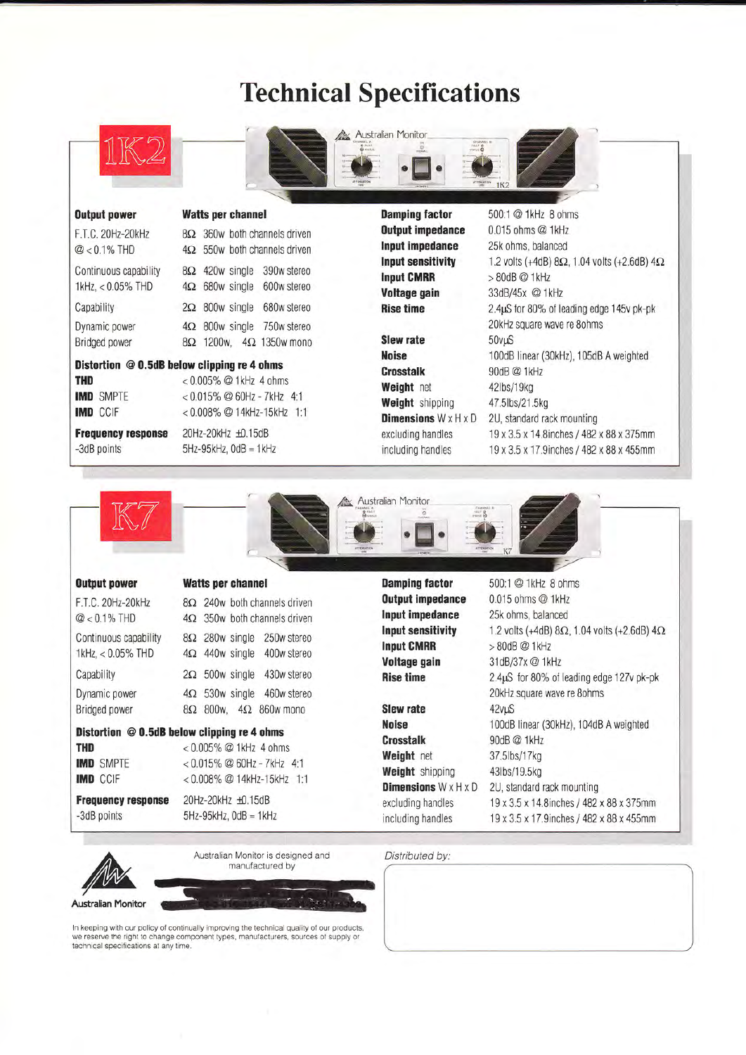# Technical Specifications

## 1K2

| Output power | Watts per channel |
|---|---|
| F.T.C. 20Hz-20kHz @ < 0.1% THD | 8Ω 360w both channels driven |
| | 4Ω 550w both channels driven |
| Continuous capability 1kHz, < 0.05% THD | 8Ω 420w single 390w stereo |
| | 4Ω 680w single 600w stereo |
| Capability | 2Ω 800w single 680w stereo |
| Dynamic power | 4Ω 800w single 750w stereo |
| Bridged power | 8Ω 1200w, 4Ω 1350w mono |

**Distortion @ 0.5dB below clipping re 4 ohms**

| | |
|---|---|
| **THD** | < 0.005% @ 1kHz 4 ohms |
| **IMD** SMPTE | < 0.015% @ 60Hz - 7kHz 4:1 |
| **IMD** CCIF | < 0.008% @ 14kHz-15kHz 1:1 |
| **Frequency response** | 20Hz-20kHz ±0.15dB |
| -3dB points | 5Hz-95kHz, 0dB = 1kHz |

| | |
|---|---|
| **Damping factor** | 500:1 @ 1kHz 8 ohms |
| **Output impedance** | 0.015 ohms @ 1kHz |
| **Input impedance** | 25k ohms, balanced |
| **Input sensitivity** | 1.2 volts (+4dB) 8Ω, 1.04 volts (+2.6dB) 4Ω |
| **Input CMRR** | > 80dB @ 1kHz |
| **Voltage gain** | 33dB/45x @ 1kHz |
| **Rise time** | 2.4μS for 80% of leading edge 145v pk-pk 20kHz square wave re 8ohms |
| **Slew rate** | 50v/μS |
| **Noise** | 100dB linear (30kHz), 105dB A weighted |
| **Crosstalk** | 90dB @ 1kHz |
| **Weight** net | 42lbs/19kg |
| **Weight** shipping | 47.5lbs/21.5kg |
| **Dimensions** W x H x D | 2U, standard rack mounting |
| excluding handles | 19 x 3.5 x 14.8inches / 482 x 88 x 375mm |
| including handles | 19 x 3.5 x 17.9inches / 482 x 88 x 455mm |

## K7

| Output power | Watts per channel |
|---|---|
| F.T.C. 20Hz-20kHz @ < 0.1% THD | 8Ω 240w both channels driven |
| | 4Ω 350w both channels driven |
| Continuous capability 1kHz, < 0.05% THD | 8Ω 280w single 250w stereo |
| | 4Ω 440w single 400w stereo |
| Capability | 2Ω 500w single 430w stereo |
| Dynamic power | 4Ω 530w single 460w stereo |
| Bridged power | 8Ω 800w, 4Ω 860w mono |

**Distortion @ 0.5dB below clipping re 4 ohms**

| | |
|---|---|
| **THD** | < 0.005% @ 1kHz 4 ohms |
| **IMD** SMPTE | < 0.015% @ 60Hz - 7kHz 4:1 |
| **IMD** CCIF | < 0.008% @ 14kHz-15kHz 1:1 |
| **Frequency response** | 20Hz-20kHz ±0.15dB |
| -3dB points | 5Hz-95kHz, 0dB = 1kHz |

| | |
|---|---|
| **Damping factor** | 500:1 @ 1kHz 8 ohms |
| **Output impedance** | 0.015 ohms @ 1kHz |
| **Input impedance** | 25k ohms, balanced |
| **Input sensitivity** | 1.2 volts (+4dB) 8Ω, 1.04 volts (+2.6dB) 4Ω |
| **Input CMRR** | > 80dB @ 1kHz |
| **Voltage gain** | 31dB/37x @ 1kHz |
| **Rise time** | 2.4μS for 80% of leading edge 127v pk-pk 20kHz square wave re 8ohms |
| **Slew rate** | 42v/μS |
| **Noise** | 100dB linear (30kHz), 104dB A weighted |
| **Crosstalk** | 90dB @ 1kHz |
| **Weight** net | 37.5lbs/17kg |
| **Weight** shipping | 43lbs/19.5kg |
| **Dimensions** W x H x D | 2U, standard rack mounting |
| excluding handles | 19 x 3.5 x 14.8inches / 482 x 88 x 375mm |
| including handles | 19 x 3.5 x 17.9inches / 482 x 88 x 455mm |

Australian Monitor

Australian Monitor is designed and manufactured by

*Distributed by:*

In keeping with our policy of continually improving the technical quality of our products, we reserve the right to change component types, manufacturers, sources of supply or technical specifications at any time.